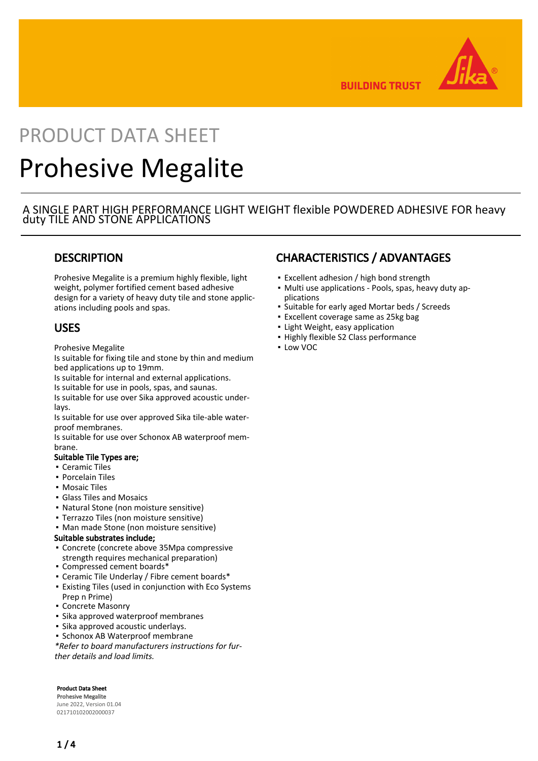PRODUCT DATA SHEET

# Prohesive Megalite

A SINGLE PART HIGH PERFORMANCE LIGHT WEIGHT flexible POWDERED ADHESIVE FOR heavy duty TILE AND STONE APPLICATIONS

## DESCRIPTION

Prohesive Megalite is a premium highly flexible, light weight, polymer fortified cement based adhesive design for a variety of heavy duty tile and stone applications including pools and spas.

## USES

Prohesive Megalite
Is suitable for fixing tile and stone by thin and medium bed applications up to 19mm.
Is suitable for internal and external applications.
Is suitable for use in pools, spas, and saunas.
Is suitable for use over Sika approved acoustic underlays.
Is suitable for use over approved Sika tile-able waterproof membranes.
Is suitable for use over Schonox AB waterproof membrane.

**Suitable Tile Types are;**

- Ceramic Tiles
- Porcelain Tiles
- Mosaic Tiles
- Glass Tiles and Mosaics
- Natural Stone (non moisture sensitive)
- Terrazzo Tiles (non moisture sensitive)
- Man made Stone (non moisture sensitive)

**Suitable substrates include;**

- Concrete (concrete above 35Mpa compressive strength requires mechanical preparation)
- Compressed cement boards*
- Ceramic Tile Underlay / Fibre cement boards*
- Existing Tiles (used in conjunction with Eco Systems Prep n Prime)
- Concrete Masonry
- Sika approved waterproof membranes
- Sika approved acoustic underlays.
- Schonox AB Waterproof membrane

*\*Refer to board manufacturers instructions for further details and load limits.*

## CHARACTERISTICS / ADVANTAGES

- Excellent adhesion / high bond strength
- Multi use applications - Pools, spas, heavy duty applications
- Suitable for early aged Mortar beds / Screeds
- Excellent coverage same as 25kg bag
- Light Weight, easy application
- Highly flexible S2 Class performance
- Low VOC

**Product Data Sheet**
**Prohesive Megalite**
June 2022, Version 01.04
021710102002000037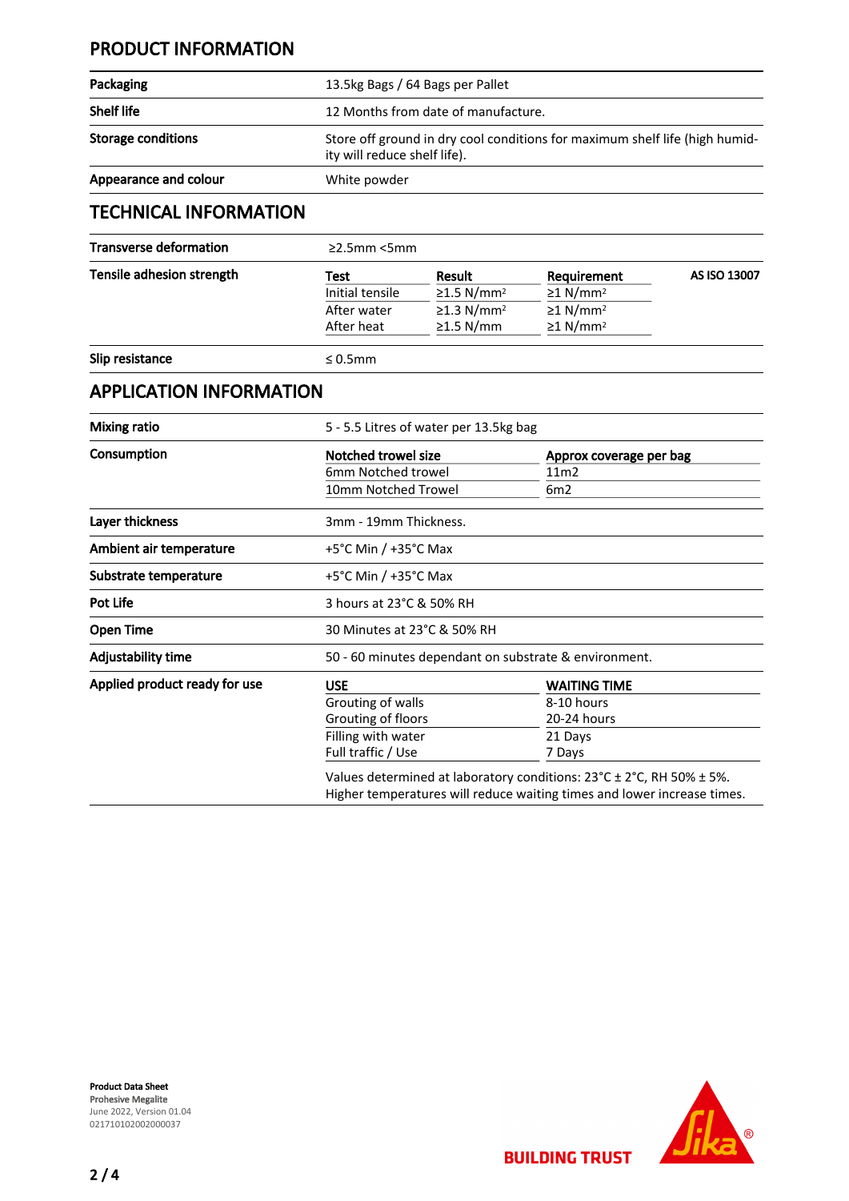## PRODUCT INFORMATION

| | |
|---|---|
| **Packaging** | 13.5kg Bags / 64 Bags per Pallet |
| **Shelf life** | 12 Months from date of manufacture. |
| **Storage conditions** | Store off ground in dry cool conditions for maximum shelf life (high humidity will reduce shelf life). |
| **Appearance and colour** | White powder |

## TECHNICAL INFORMATION

**Transverse deformation**

≥2.5mm <5mm

**Tensile adhesion strength**

| Test | Result | Requirement | AS ISO 13007 |
|---|---|---|---|
| Initial tensile | ≥1.5 N/mm² | ≥1 N/mm² | |
| After water | ≥1.3 N/mm² | ≥1 N/mm² | |
| After heat | ≥1.5 N/mm | ≥1 N/mm² | |

**Slip resistance**

≤ 0.5mm

## APPLICATION INFORMATION

**Mixing ratio**

5 - 5.5 Litres of water per 13.5kg bag

**Consumption**

| Notched trowel size | Approx coverage per bag |
|---|---|
| 6mm Notched trowel | 11m2 |
| 10mm Notched Trowel | 6m2 |

| | |
|---|---|
| **Layer thickness** | 3mm - 19mm Thickness. |
| **Ambient air temperature** | +5°C Min / +35°C Max |
| **Substrate temperature** | +5°C Min / +35°C Max |
| **Pot Life** | 3 hours at 23°C & 50% RH |
| **Open Time** | 30 Minutes at 23°C & 50% RH |
| **Adjustability time** | 50 - 60 minutes dependant on substrate & environment. |

**Applied product ready for use**

| USE | WAITING TIME |
|---|---|
| Grouting of walls | 8-10 hours |
| Grouting of floors | 20-24 hours |
| Filling with water | 21 Days |
| Full traffic / Use | 7 Days |

Values determined at laboratory conditions: 23°C ± 2°C, RH 50% ± 5%. Higher temperatures will reduce waiting times and lower increase times.

**Product Data Sheet**
Prohesive Megalite
June 2022, Version 01.04
021710102002000037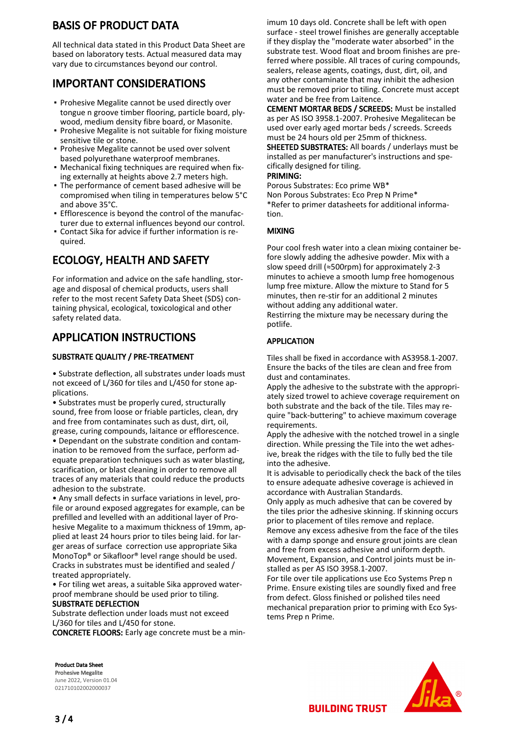## BASIS OF PRODUCT DATA

All technical data stated in this Product Data Sheet are based on laboratory tests. Actual measured data may vary due to circumstances beyond our control.

## IMPORTANT CONSIDERATIONS

- Prohesive Megalite cannot be used directly over tongue n groove timber flooring, particle board, plywood, medium density fibre board, or Masonite.
- Prohesive Megalite is not suitable for fixing moisture sensitive tile or stone.
- Prohesive Megalite cannot be used over solvent based polyurethane waterproof membranes.
- Mechanical fixing techniques are required when fixing externally at heights above 2.7 meters high.
- The performance of cement based adhesive will be compromised when tiling in temperatures below 5°C and above 35°C.
- Efflorescence is beyond the control of the manufacturer due to external influences beyond our control.
- Contact Sika for advice if further information is required.

## ECOLOGY, HEALTH AND SAFETY

For information and advice on the safe handling, storage and disposal of chemical products, users shall refer to the most recent Safety Data Sheet (SDS) containing physical, ecological, toxicological and other safety related data.

## APPLICATION INSTRUCTIONS

### SUBSTRATE QUALITY / PRE-TREATMENT

• Substrate deflection, all substrates under loads must not exceed of L/360 for tiles and L/450 for stone applications.

• Substrates must be properly cured, structurally sound, free from loose or friable particles, clean, dry and free from contaminates such as dust, dirt, oil, grease, curing compounds, laitance or efflorescence.

• Dependant on the substrate condition and contamination to be removed from the surface, perform adequate preparation techniques such as water blasting, scarification, or blast cleaning in order to remove all traces of any materials that could reduce the products adhesion to the substrate.

• Any small defects in surface variations in level, profile or around exposed aggregates for example, can be prefilled and levelled with an additional layer of Prohesive Megalite to a maximum thickness of 19mm, applied at least 24 hours prior to tiles being laid. for larger areas of surface correction use appropriate Sika MonoTop® or Sikafloor® level range should be used. Cracks in substrates must be identified and sealed / treated appropriately.

• For tiling wet areas, a suitable Sika approved waterproof membrane should be used prior to tiling.

**SUBSTRATE DEFLECTION**

Substrate deflection under loads must not exceed L/360 for tiles and L/450 for stone.

**CONCRETE FLOORS:** Early age concrete must be a minimum 10 days old. Concrete shall be left with open surface - steel trowel finishes are generally acceptable if they display the "moderate water absorbed" in the substrate test. Wood float and broom finishes are preferred where possible. All traces of curing compounds, sealers, release agents, coatings, dust, dirt, oil, and any other contaminate that may inhibit the adhesion must be removed prior to tiling. Concrete must accept water and be free from Laitence.

**CEMENT MORTAR BEDS / SCREEDS:** Must be installed as per AS ISO 3958.1-2007. Prohesive Megalitecan be used over early aged mortar beds / screeds. Screeds must be 24 hours old per 25mm of thickness.

**SHEETED SUBSTRATES:** All boards / underlays must be installed as per manufacturer's instructions and specifically designed for tiling.

**PRIMING:**

Porous Substrates: Eco prime WB*
Non Porous Substrates: Eco Prep N Prime*
*Refer to primer datasheets for additional information.

### MIXING

Pour cool fresh water into a clean mixing container before slowly adding the adhesive powder. Mix with a slow speed drill (≈500rpm) for approximately 2-3 minutes to achieve a smooth lump free homogenous lump free mixture. Allow the mixture to Stand for 5 minutes, then re-stir for an additional 2 minutes without adding any additional water.
Restirring the mixture may be necessary during the potlife.

### APPLICATION

Tiles shall be fixed in accordance with AS3958.1-2007. Ensure the backs of the tiles are clean and free from dust and contaminates.
Apply the adhesive to the substrate with the appropriately sized trowel to achieve coverage requirement on both substrate and the back of the tile. Tiles may require "back-buttering" to achieve maximum coverage requirements.
Apply the adhesive with the notched trowel in a single direction. While pressing the Tile into the wet adhesive, break the ridges with the tile to fully bed the tile into the adhesive.
It is advisable to periodically check the back of the tiles to ensure adequate adhesive coverage is achieved in accordance with Australian Standards.
Only apply as much adhesive that can be covered by the tiles prior the adhesive skinning. If skinning occurs prior to placement of tiles remove and replace.
Remove any excess adhesive from the face of the tiles with a damp sponge and ensure grout joints are clean and free from excess adhesive and uniform depth.
Movement, Expansion, and Control joints must be installed as per AS ISO 3958.1-2007.
For tile over tile applications use Eco Systems Prep n Prime. Ensure existing tiles are soundly fixed and free from defect. Gloss finished or polished tiles need mechanical preparation prior to priming with Eco Systems Prep n Prime.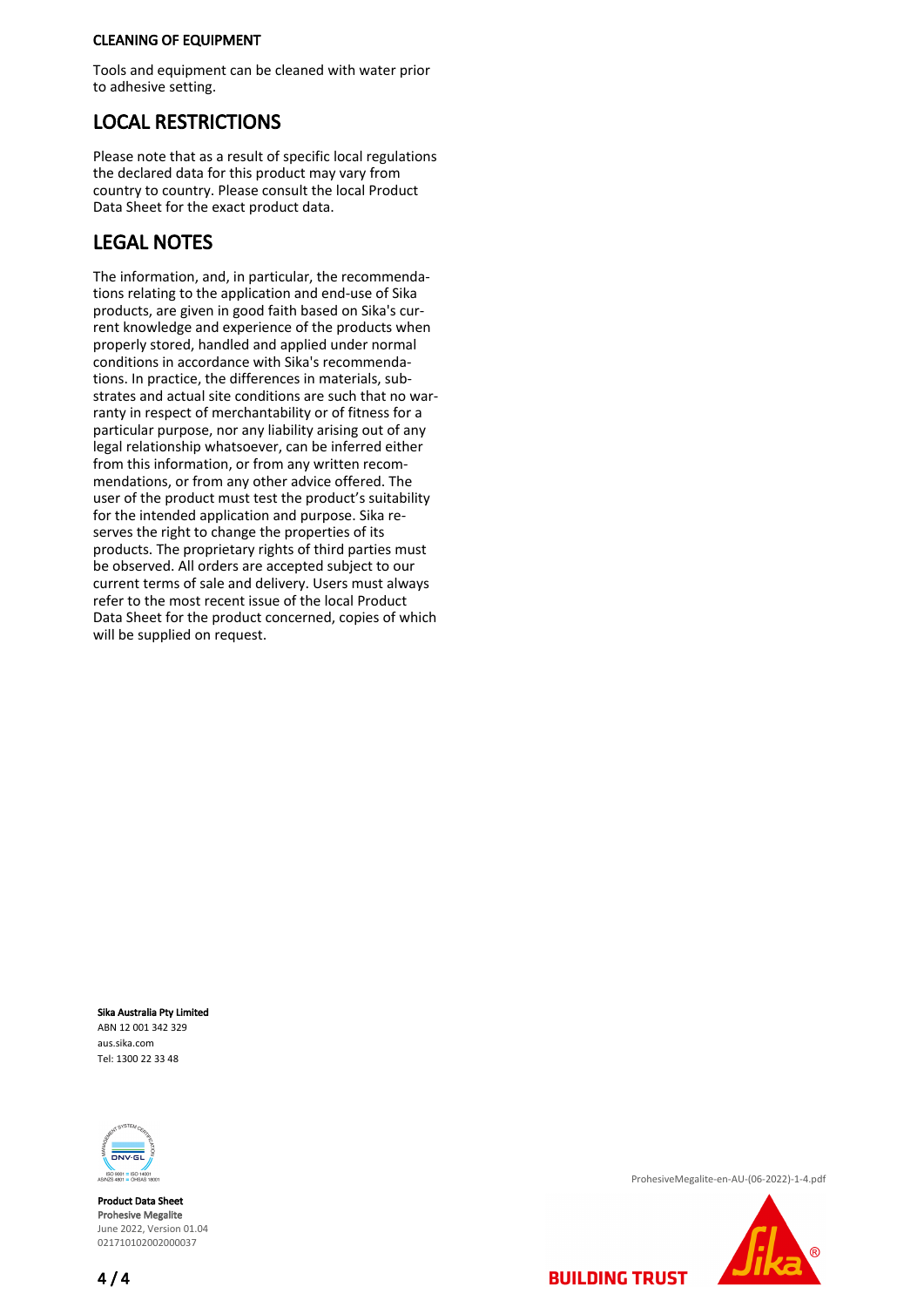#### CLEANING OF EQUIPMENT

Tools and equipment can be cleaned with water prior to adhesive setting.

## LOCAL RESTRICTIONS

Please note that as a result of specific local regulations the declared data for this product may vary from country to country. Please consult the local Product Data Sheet for the exact product data.

## LEGAL NOTES

The information, and, in particular, the recommendations relating to the application and end-use of Sika products, are given in good faith based on Sika's current knowledge and experience of the products when properly stored, handled and applied under normal conditions in accordance with Sika's recommendations. In practice, the differences in materials, substrates and actual site conditions are such that no warranty in respect of merchantability or of fitness for a particular purpose, nor any liability arising out of any legal relationship whatsoever, can be inferred either from this information, or from any written recommendations, or from any other advice offered. The user of the product must test the product's suitability for the intended application and purpose. Sika reserves the right to change the properties of its products. The proprietary rights of third parties must be observed. All orders are accepted subject to our current terms of sale and delivery. Users must always refer to the most recent issue of the local Product Data Sheet for the product concerned, copies of which will be supplied on request.

**Sika Australia Pty Limited**
ABN 12 001 342 329
aus.sika.com
Tel: 1300 22 33 48

**Product Data Sheet**
**Prohesive Megalite**
June 2022, Version 01.04
021710102002000037

ProhesiveMegalite-en-AU-(06-2022)-1-4.pdf

BUILDING TRUST